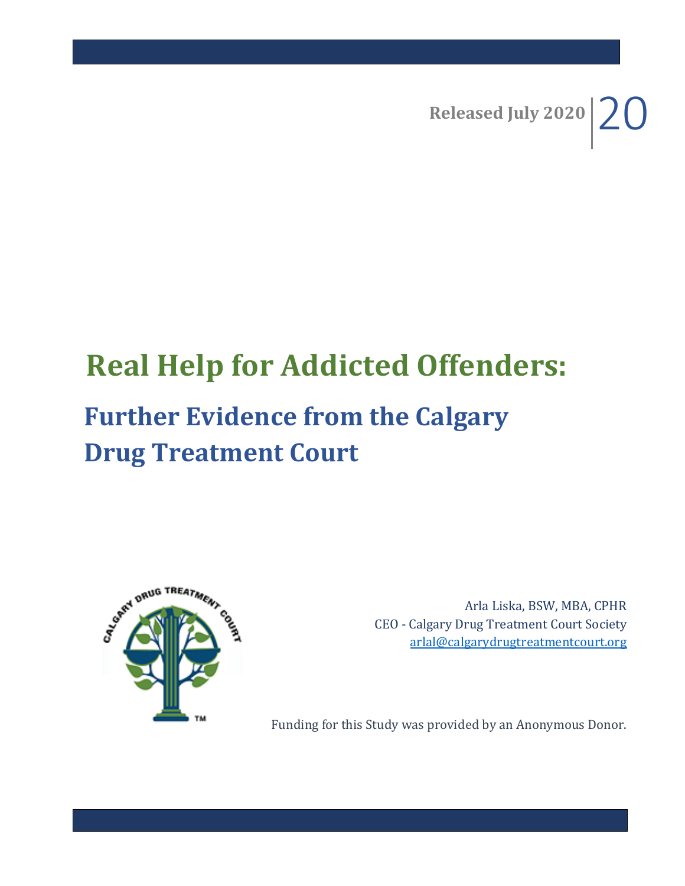Released July 2020 | 20

# Real Help for Addicted Offenders:

## Further Evidence from the Calgary Drug Treatment Court

Arla Liska, BSW, MBA, CPHR
CEO - Calgary Drug Treatment Court Society
arlal@calgarydrugtreatmentcourt.org

Funding for this Study was provided by an Anonymous Donor.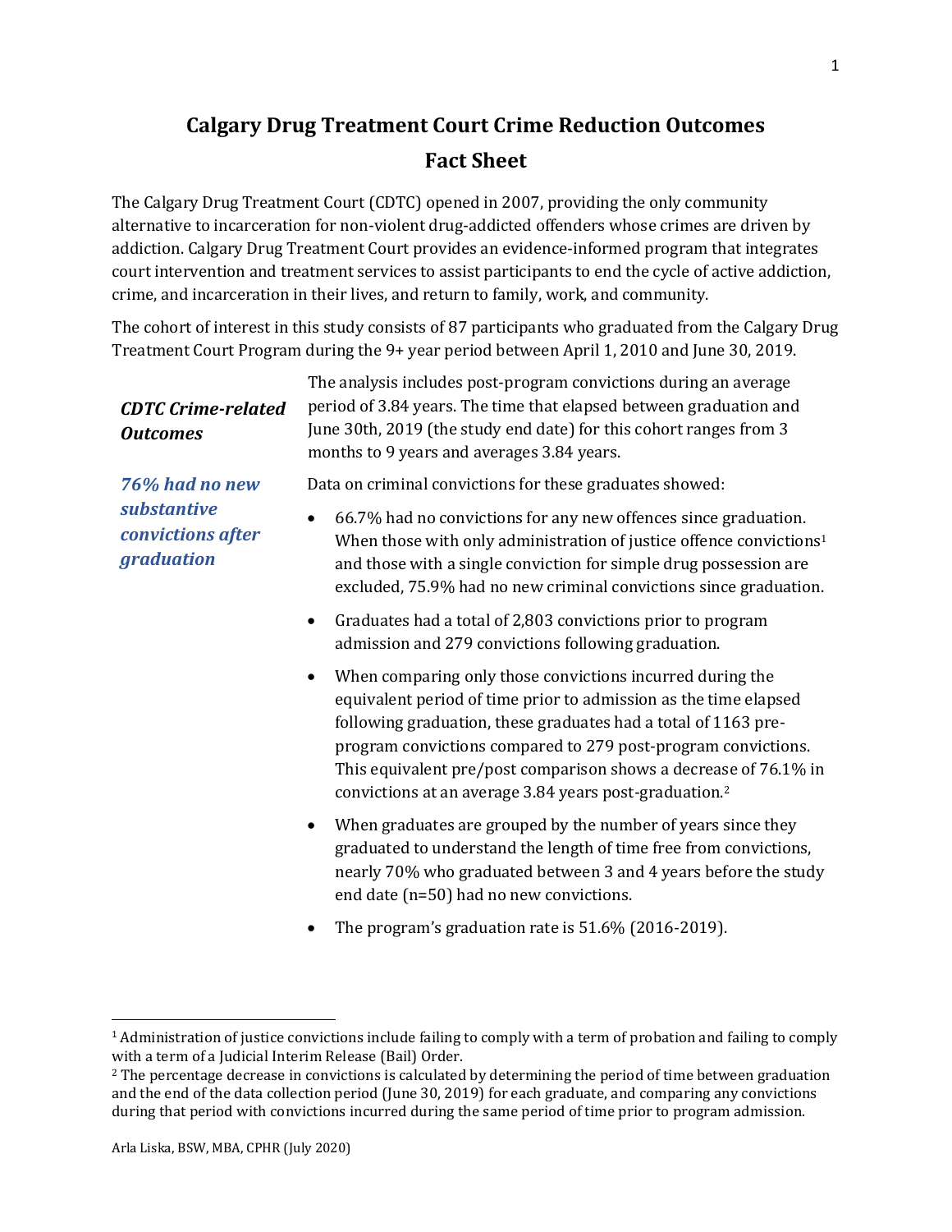# Calgary Drug Treatment Court Crime Reduction Outcomes Fact Sheet

The Calgary Drug Treatment Court (CDTC) opened in 2007, providing the only community alternative to incarceration for non-violent drug-addicted offenders whose crimes are driven by addiction. Calgary Drug Treatment Court provides an evidence-informed program that integrates court intervention and treatment services to assist participants to end the cycle of active addiction, crime, and incarceration in their lives, and return to family, work, and community.

The cohort of interest in this study consists of 87 participants who graduated from the Calgary Drug Treatment Court Program during the 9+ year period between April 1, 2010 and June 30, 2019.

***CDTC Crime-related Outcomes***

The analysis includes post-program convictions during an average period of 3.84 years. The time that elapsed between graduation and June 30th, 2019 (the study end date) for this cohort ranges from 3 months to 9 years and averages 3.84 years.

***76% had no new substantive convictions after graduation***

Data on criminal convictions for these graduates showed:

- 66.7% had no convictions for any new offences since graduation. When those with only administration of justice offence convictions[1] and those with a single conviction for simple drug possession are excluded, 75.9% had no new criminal convictions since graduation.
- Graduates had a total of 2,803 convictions prior to program admission and 279 convictions following graduation.
- When comparing only those convictions incurred during the equivalent period of time prior to admission as the time elapsed following graduation, these graduates had a total of 1163 pre-program convictions compared to 279 post-program convictions. This equivalent pre/post comparison shows a decrease of 76.1% in convictions at an average 3.84 years post-graduation.[2]
- When graduates are grouped by the number of years since they graduated to understand the length of time free from convictions, nearly 70% who graduated between 3 and 4 years before the study end date (n=50) had no new convictions.
- The program's graduation rate is 51.6% (2016-2019).

[1] Administration of justice convictions include failing to comply with a term of probation and failing to comply with a term of a Judicial Interim Release (Bail) Order.

[2] The percentage decrease in convictions is calculated by determining the period of time between graduation and the end of the data collection period (June 30, 2019) for each graduate, and comparing any convictions during that period with convictions incurred during the same period of time prior to program admission.

Arla Liska, BSW, MBA, CPHR (July 2020)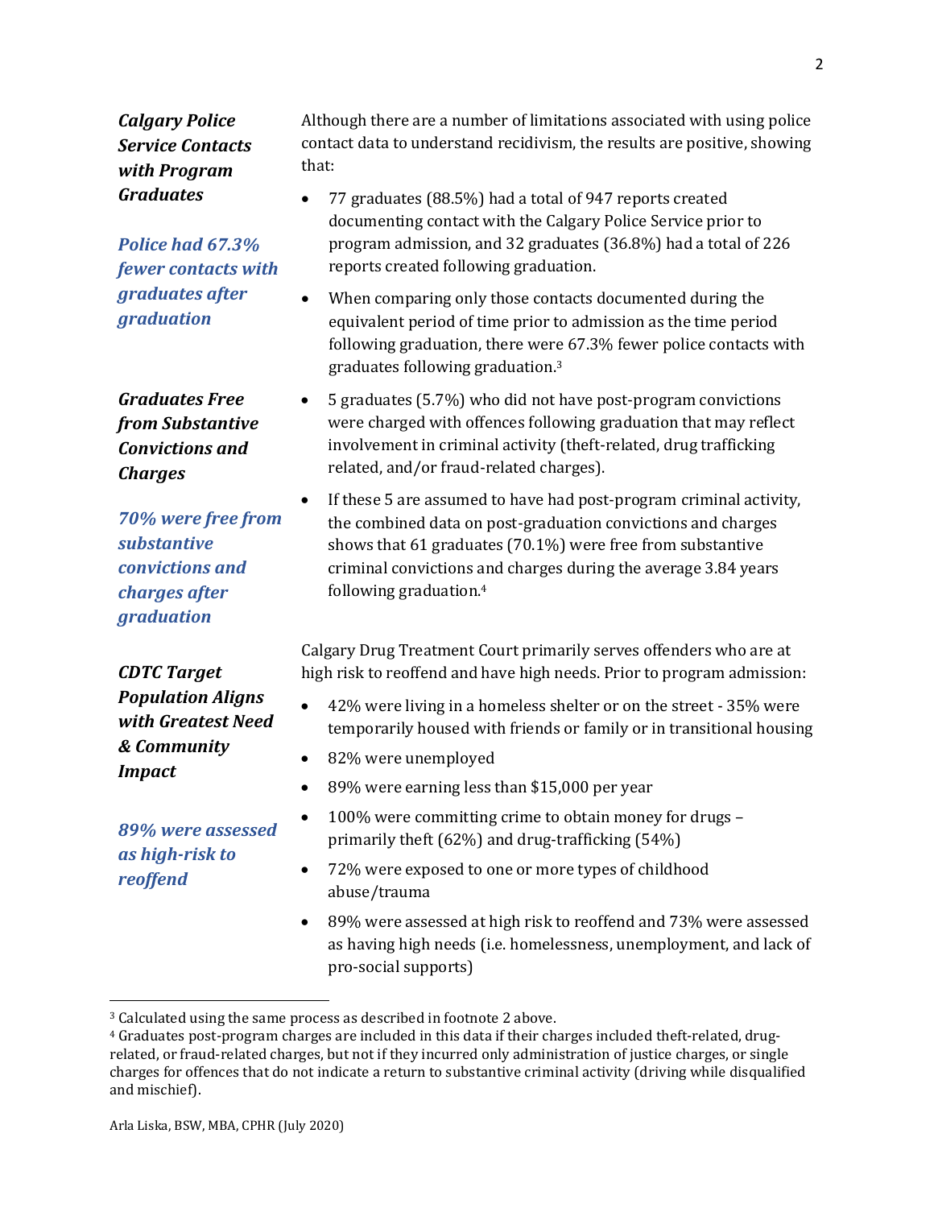***Calgary Police Service Contacts with Program Graduates***

***Police had 67.3% fewer contacts with graduates after graduation***

Although there are a number of limitations associated with using police contact data to understand recidivism, the results are positive, showing that:

- 77 graduates (88.5%) had a total of 947 reports created documenting contact with the Calgary Police Service prior to program admission, and 32 graduates (36.8%) had a total of 226 reports created following graduation.
- When comparing only those contacts documented during the equivalent period of time prior to admission as the time period following graduation, there were 67.3% fewer police contacts with graduates following graduation.[3]

***Graduates Free from Substantive Convictions and Charges***

***70% were free from substantive convictions and charges after graduation***

- 5 graduates (5.7%) who did not have post-program convictions were charged with offences following graduation that may reflect involvement in criminal activity (theft-related, drug trafficking related, and/or fraud-related charges).
- If these 5 are assumed to have had post-program criminal activity, the combined data on post-graduation convictions and charges shows that 61 graduates (70.1%) were free from substantive criminal convictions and charges during the average 3.84 years following graduation.[4]

***CDTC Target Population Aligns with Greatest Need & Community Impact***

***89% were assessed as high-risk to reoffend***

Calgary Drug Treatment Court primarily serves offenders who are at high risk to reoffend and have high needs. Prior to program admission:

- 42% were living in a homeless shelter or on the street - 35% were temporarily housed with friends or family or in transitional housing
- 82% were unemployed
- 89% were earning less than $15,000 per year
- 100% were committing crime to obtain money for drugs – primarily theft (62%) and drug-trafficking (54%)
- 72% were exposed to one or more types of childhood abuse/trauma
- 89% were assessed at high risk to reoffend and 73% were assessed as having high needs (i.e. homelessness, unemployment, and lack of pro-social supports)

---

[3] Calculated using the same process as described in footnote 2 above.

[4] Graduates post-program charges are included in this data if their charges included theft-related, drug-related, or fraud-related charges, but not if they incurred only administration of justice charges, or single charges for offences that do not indicate a return to substantive criminal activity (driving while disqualified and mischief).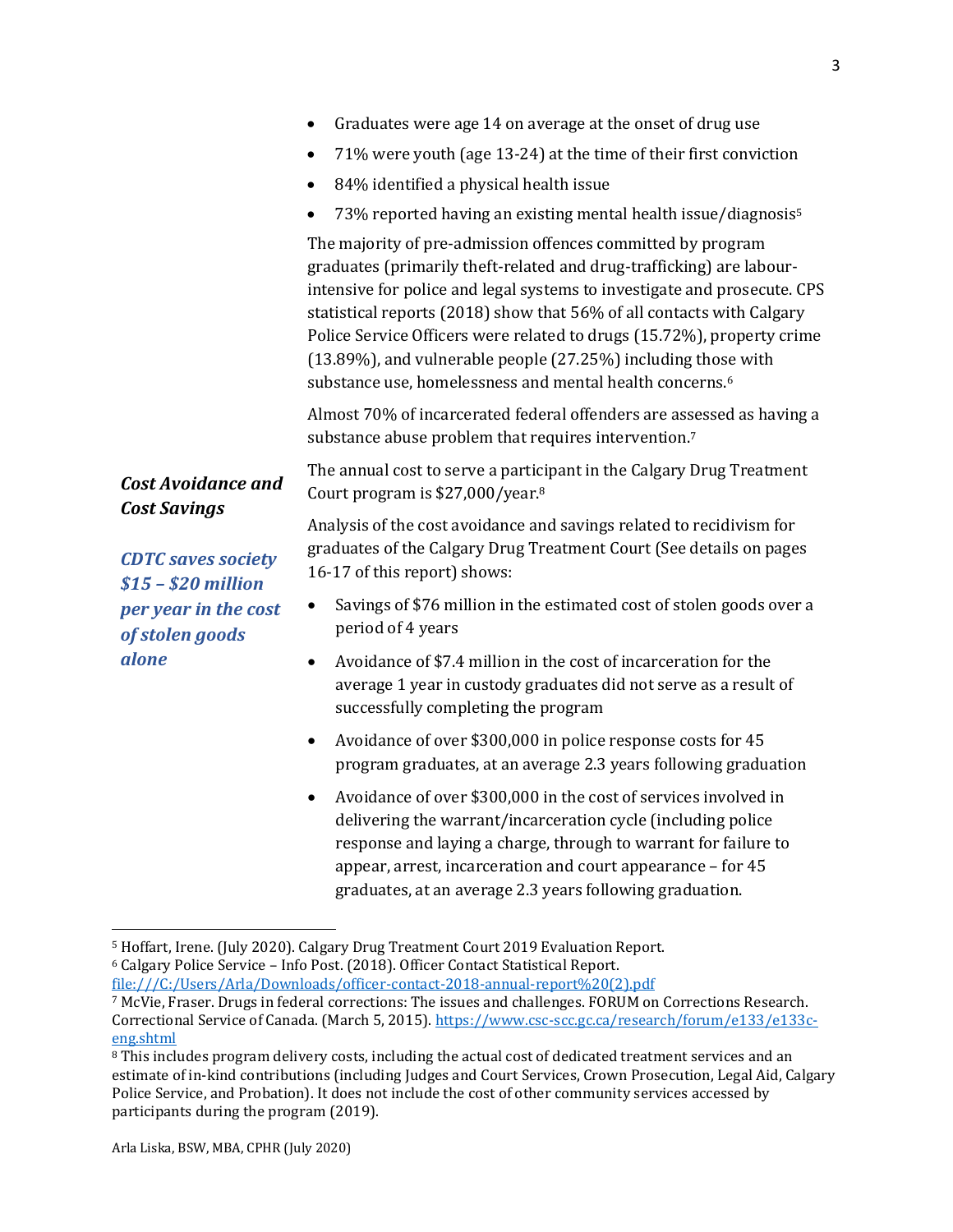- Graduates were age 14 on average at the onset of drug use
- 71% were youth (age 13-24) at the time of their first conviction
- 84% identified a physical health issue
- 73% reported having an existing mental health issue/diagnosis[5]

The majority of pre-admission offences committed by program graduates (primarily theft-related and drug-trafficking) are labour-intensive for police and legal systems to investigate and prosecute. CPS statistical reports (2018) show that 56% of all contacts with Calgary Police Service Officers were related to drugs (15.72%), property crime (13.89%), and vulnerable people (27.25%) including those with substance use, homelessness and mental health concerns.[6]

Almost 70% of incarcerated federal offenders are assessed as having a substance abuse problem that requires intervention.[7]

***Cost Avoidance and Cost Savings***

***CDTC saves society $15 – $20 million per year in the cost of stolen goods alone***

The annual cost to serve a participant in the Calgary Drug Treatment Court program is $27,000/year.[8]

Analysis of the cost avoidance and savings related to recidivism for graduates of the Calgary Drug Treatment Court (See details on pages 16-17 of this report) shows:

- Savings of $76 million in the estimated cost of stolen goods over a period of 4 years
- Avoidance of $7.4 million in the cost of incarceration for the average 1 year in custody graduates did not serve as a result of successfully completing the program
- Avoidance of over $300,000 in police response costs for 45 program graduates, at an average 2.3 years following graduation
- Avoidance of over $300,000 in the cost of services involved in delivering the warrant/incarceration cycle (including police response and laying a charge, through to warrant for failure to appear, arrest, incarceration and court appearance – for 45 graduates, at an average 2.3 years following graduation.

---

[5] Hoffart, Irene. (July 2020). Calgary Drug Treatment Court 2019 Evaluation Report.

[6] Calgary Police Service – Info Post. (2018). Officer Contact Statistical Report. file:///C:/Users/Arla/Downloads/officer-contact-2018-annual-report%20(2).pdf

[7] McVie, Fraser. Drugs in federal corrections: The issues and challenges. FORUM on Corrections Research. Correctional Service of Canada. (March 5, 2015). https://www.csc-scc.gc.ca/research/forum/e133/e133c-eng.shtml

[8] This includes program delivery costs, including the actual cost of dedicated treatment services and an estimate of in-kind contributions (including Judges and Court Services, Crown Prosecution, Legal Aid, Calgary Police Service, and Probation). It does not include the cost of other community services accessed by participants during the program (2019).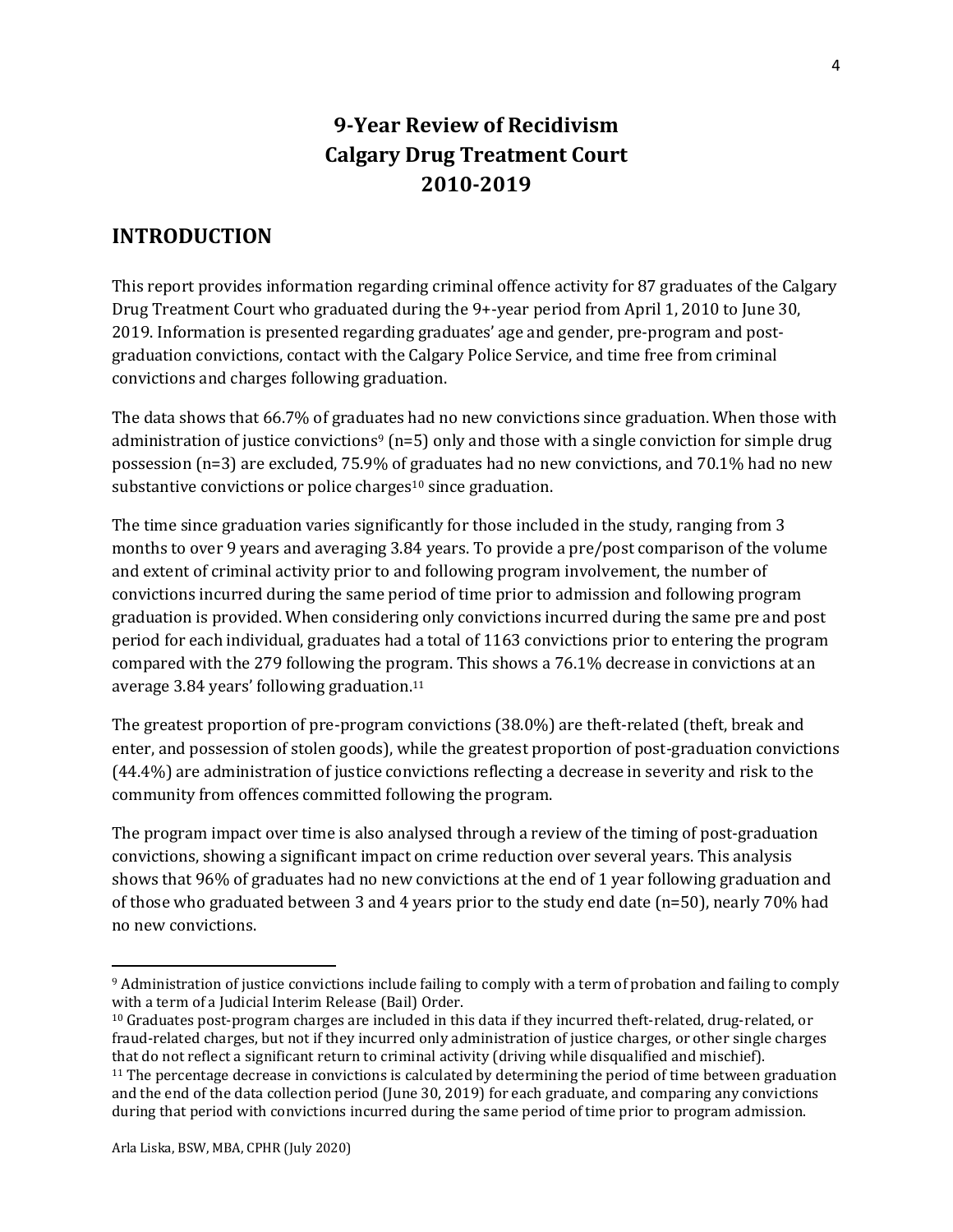# 9-Year Review of Recidivism
# Calgary Drug Treatment Court
# 2010-2019

## INTRODUCTION

This report provides information regarding criminal offence activity for 87 graduates of the Calgary Drug Treatment Court who graduated during the 9+-year period from April 1, 2010 to June 30, 2019. Information is presented regarding graduates' age and gender, pre-program and post-graduation convictions, contact with the Calgary Police Service, and time free from criminal convictions and charges following graduation.

The data shows that 66.7% of graduates had no new convictions since graduation. When those with administration of justice convictions[9] (n=5) only and those with a single conviction for simple drug possession (n=3) are excluded, 75.9% of graduates had no new convictions, and 70.1% had no new substantive convictions or police charges[10] since graduation.

The time since graduation varies significantly for those included in the study, ranging from 3 months to over 9 years and averaging 3.84 years. To provide a pre/post comparison of the volume and extent of criminal activity prior to and following program involvement, the number of convictions incurred during the same period of time prior to admission and following program graduation is provided. When considering only convictions incurred during the same pre and post period for each individual, graduates had a total of 1163 convictions prior to entering the program compared with the 279 following the program. This shows a 76.1% decrease in convictions at an average 3.84 years' following graduation.[11]

The greatest proportion of pre-program convictions (38.0%) are theft-related (theft, break and enter, and possession of stolen goods), while the greatest proportion of post-graduation convictions (44.4%) are administration of justice convictions reflecting a decrease in severity and risk to the community from offences committed following the program.

The program impact over time is also analysed through a review of the timing of post-graduation convictions, showing a significant impact on crime reduction over several years. This analysis shows that 96% of graduates had no new convictions at the end of 1 year following graduation and of those who graduated between 3 and 4 years prior to the study end date (n=50), nearly 70% had no new convictions.

---

[9] Administration of justice convictions include failing to comply with a term of probation and failing to comply with a term of a Judicial Interim Release (Bail) Order.

[10] Graduates post-program charges are included in this data if they incurred theft-related, drug-related, or fraud-related charges, but not if they incurred only administration of justice charges, or other single charges that do not reflect a significant return to criminal activity (driving while disqualified and mischief).

[11] The percentage decrease in convictions is calculated by determining the period of time between graduation and the end of the data collection period (June 30, 2019) for each graduate, and comparing any convictions during that period with convictions incurred during the same period of time prior to program admission.

Arla Liska, BSW, MBA, CPHR (July 2020)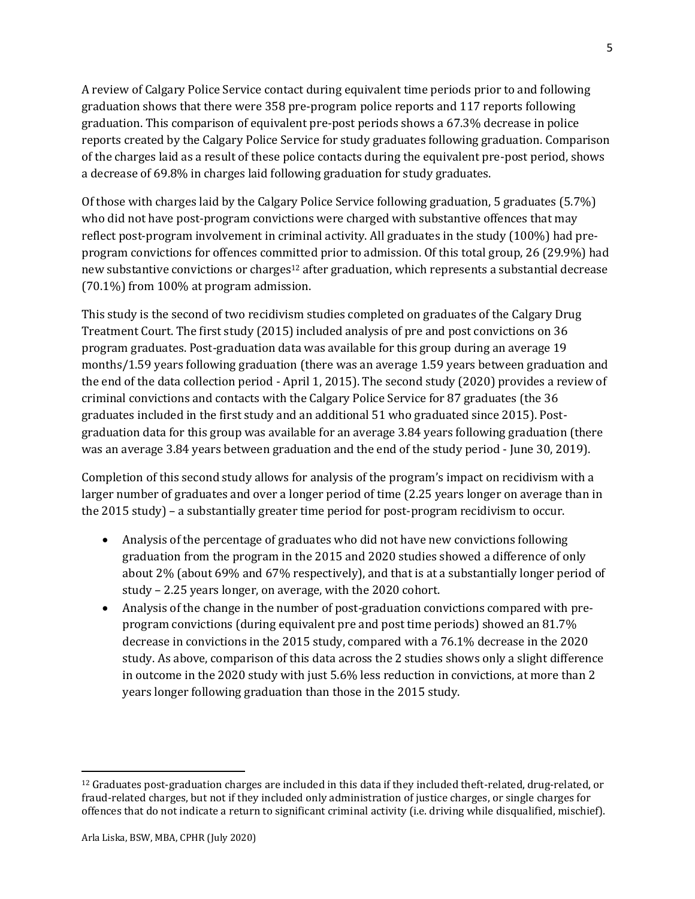A review of Calgary Police Service contact during equivalent time periods prior to and following graduation shows that there were 358 pre-program police reports and 117 reports following graduation. This comparison of equivalent pre-post periods shows a 67.3% decrease in police reports created by the Calgary Police Service for study graduates following graduation. Comparison of the charges laid as a result of these police contacts during the equivalent pre-post period, shows a decrease of 69.8% in charges laid following graduation for study graduates.

Of those with charges laid by the Calgary Police Service following graduation, 5 graduates (5.7%) who did not have post-program convictions were charged with substantive offences that may reflect post-program involvement in criminal activity. All graduates in the study (100%) had pre-program convictions for offences committed prior to admission. Of this total group, 26 (29.9%) had new substantive convictions or charges[12] after graduation, which represents a substantial decrease (70.1%) from 100% at program admission.

This study is the second of two recidivism studies completed on graduates of the Calgary Drug Treatment Court. The first study (2015) included analysis of pre and post convictions on 36 program graduates. Post-graduation data was available for this group during an average 19 months/1.59 years following graduation (there was an average 1.59 years between graduation and the end of the data collection period - April 1, 2015). The second study (2020) provides a review of criminal convictions and contacts with the Calgary Police Service for 87 graduates (the 36 graduates included in the first study and an additional 51 who graduated since 2015). Post-graduation data for this group was available for an average 3.84 years following graduation (there was an average 3.84 years between graduation and the end of the study period - June 30, 2019).

Completion of this second study allows for analysis of the program's impact on recidivism with a larger number of graduates and over a longer period of time (2.25 years longer on average than in the 2015 study) – a substantially greater time period for post-program recidivism to occur.

- Analysis of the percentage of graduates who did not have new convictions following graduation from the program in the 2015 and 2020 studies showed a difference of only about 2% (about 69% and 67% respectively), and that is at a substantially longer period of study – 2.25 years longer, on average, with the 2020 cohort.
- Analysis of the change in the number of post-graduation convictions compared with pre-program convictions (during equivalent pre and post time periods) showed an 81.7% decrease in convictions in the 2015 study, compared with a 76.1% decrease in the 2020 study. As above, comparison of this data across the 2 studies shows only a slight difference in outcome in the 2020 study with just 5.6% less reduction in convictions, at more than 2 years longer following graduation than those in the 2015 study.

[12] Graduates post-graduation charges are included in this data if they included theft-related, drug-related, or fraud-related charges, but not if they included only administration of justice charges, or single charges for offences that do not indicate a return to significant criminal activity (i.e. driving while disqualified, mischief).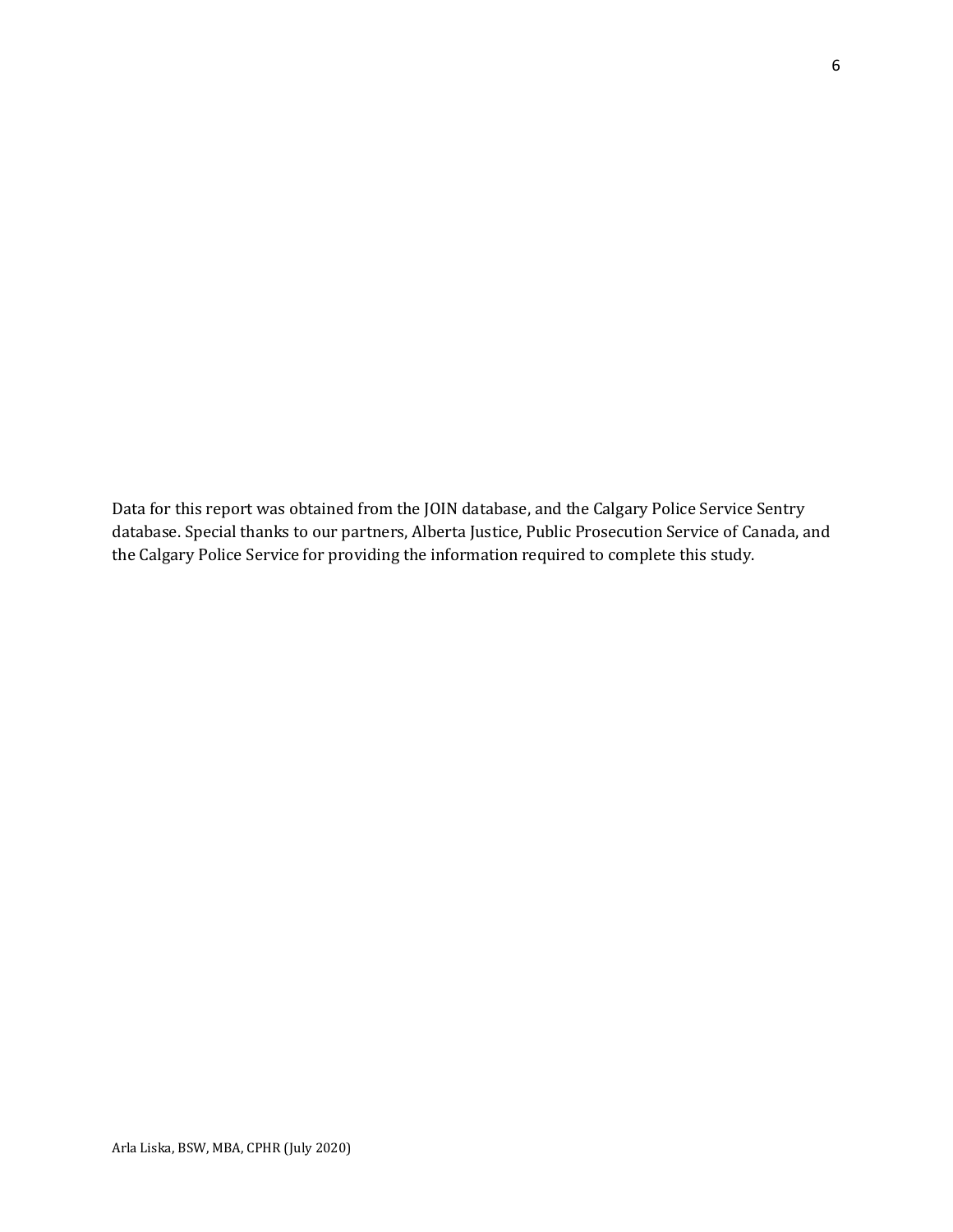Data for this report was obtained from the JOIN database, and the Calgary Police Service Sentry database. Special thanks to our partners, Alberta Justice, Public Prosecution Service of Canada, and the Calgary Police Service for providing the information required to complete this study.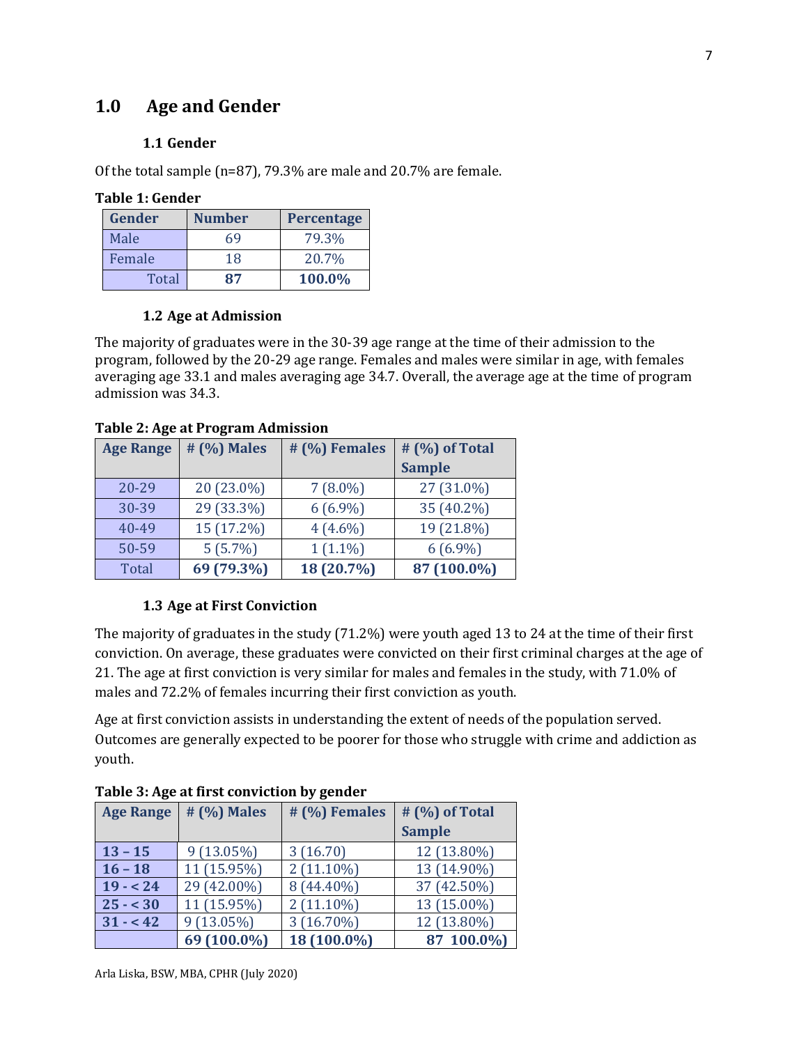# 1.0 Age and Gender

## 1.1 Gender

Of the total sample (n=87), 79.3% are male and 20.7% are female.

**Table 1: Gender**

| Gender | Number | Percentage |
|---|---|---|
| Male | 69 | 79.3% |
| Female | 18 | 20.7% |
| Total | **87** | **100.0%** |

## 1.2 Age at Admission

The majority of graduates were in the 30-39 age range at the time of their admission to the program, followed by the 20-29 age range. Females and males were similar in age, with females averaging age 33.1 and males averaging age 34.7. Overall, the average age at the time of program admission was 34.3.

**Table 2: Age at Program Admission**

| Age Range | # (%) Males | # (%) Females | # (%) of Total Sample |
|---|---|---|---|
| 20-29 | 20 (23.0%) | 7 (8.0%) | 27 (31.0%) |
| 30-39 | 29 (33.3%) | 6 (6.9%) | 35 (40.2%) |
| 40-49 | 15 (17.2%) | 4 (4.6%) | 19 (21.8%) |
| 50-59 | 5 (5.7%) | 1 (1.1%) | 6 (6.9%) |
| Total | **69 (79.3%)** | **18 (20.7%)** | **87 (100.0%)** |

## 1.3 Age at First Conviction

The majority of graduates in the study (71.2%) were youth aged 13 to 24 at the time of their first conviction. On average, these graduates were convicted on their first criminal charges at the age of 21. The age at first conviction is very similar for males and females in the study, with 71.0% of males and 72.2% of females incurring their first conviction as youth.

Age at first conviction assists in understanding the extent of needs of the population served. Outcomes are generally expected to be poorer for those who struggle with crime and addiction as youth.

**Table 3: Age at first conviction by gender**

| Age Range | # (%) Males | # (%) Females | # (%) of Total Sample |
|---|---|---|---|
| **13 – 15** | 9 (13.05%) | 3 (16.70) | 12 (13.80%) |
| **16 – 18** | 11 (15.95%) | 2 (11.10%) | 13 (14.90%) |
| **19 - < 24** | 29 (42.00%) | 8 (44.40%) | 37 (42.50%) |
| **25 - < 30** | 11 (15.95%) | 2 (11.10%) | 13 (15.00%) |
| **31 - < 42** | 9 (13.05%) | 3 (16.70%) | 12 (13.80%) |
| | **69 (100.0%)** | **18 (100.0%)** | **87 100.0%)** |

Arla Liska, BSW, MBA, CPHR (July 2020)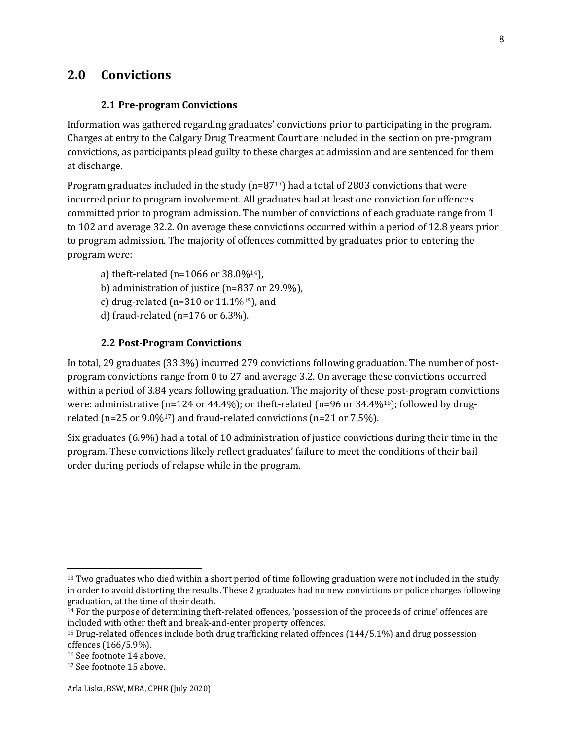## 2.0 Convictions

### 2.1 Pre-program Convictions

Information was gathered regarding graduates' convictions prior to participating in the program. Charges at entry to the Calgary Drug Treatment Court are included in the section on pre-program convictions, as participants plead guilty to these charges at admission and are sentenced for them at discharge.

Program graduates included in the study (n=87[13]) had a total of 2803 convictions that were incurred prior to program involvement. All graduates had at least one conviction for offences committed prior to program admission. The number of convictions of each graduate range from 1 to 102 and average 32.2. On average these convictions occurred within a period of 12.8 years prior to program admission. The majority of offences committed by graduates prior to entering the program were:

a) theft-related (n=1066 or 38.0%[14]),
b) administration of justice (n=837 or 29.9%),
c) drug-related (n=310 or 11.1%[15]), and
d) fraud-related (n=176 or 6.3%).

### 2.2 Post-Program Convictions

In total, 29 graduates (33.3%) incurred 279 convictions following graduation. The number of post-program convictions range from 0 to 27 and average 3.2. On average these convictions occurred within a period of 3.84 years following graduation. The majority of these post-program convictions were: administrative (n=124 or 44.4%); or theft-related (n=96 or 34.4%[16]); followed by drug-related (n=25 or 9.0%[17]) and fraud-related convictions (n=21 or 7.5%).

Six graduates (6.9%) had a total of 10 administration of justice convictions during their time in the program. These convictions likely reflect graduates' failure to meet the conditions of their bail order during periods of relapse while in the program.

---

[13] Two graduates who died within a short period of time following graduation were not included in the study in order to avoid distorting the results. These 2 graduates had no new convictions or police charges following graduation, at the time of their death.

[14] For the purpose of determining theft-related offences, 'possession of the proceeds of crime' offences are included with other theft and break-and-enter property offences.

[15] Drug-related offences include both drug trafficking related offences (144/5.1%) and drug possession offences (166/5.9%).

[16] See footnote 14 above.

[17] See footnote 15 above.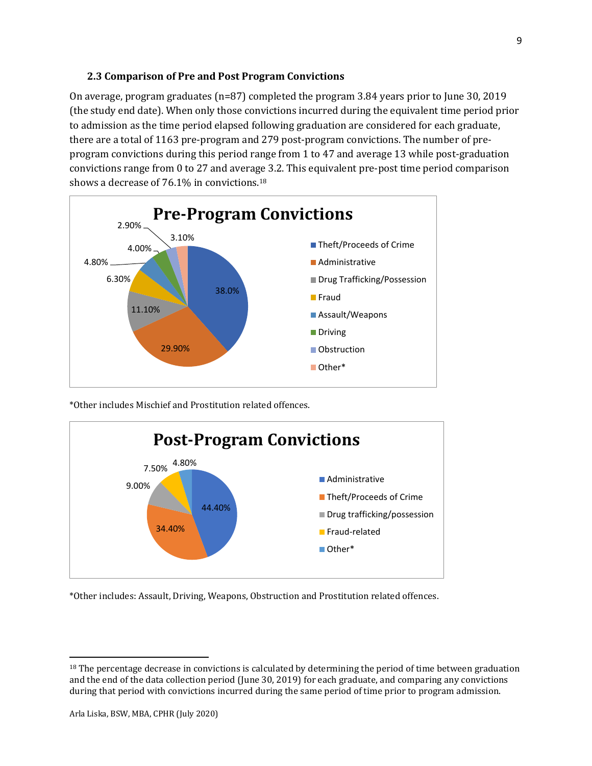### 2.3 Comparison of Pre and Post Program Convictions

On average, program graduates (n=87) completed the program 3.84 years prior to June 30, 2019 (the study end date). When only those convictions incurred during the equivalent time period prior to admission as the time period elapsed following graduation are considered for each graduate, there are a total of 1163 pre-program and 279 post-program convictions. The number of pre-program convictions during this period range from 1 to 47 and average 13 while post-graduation convictions range from 0 to 27 and average 3.2. This equivalent pre-post time period comparison shows a decrease of 76.1% in convictions.[18]

**Pre-Program Convictions**

| Category | Percentage |
|---|---|
| Theft/Proceeds of Crime | 38.0% |
| Administrative | 29.90% |
| Drug Trafficking/Possession | 11.10% |
| Fraud | 6.30% |
| Assault/Weapons | 4.80% |
| Driving | 4.00% |
| Obstruction | 2.90% |
| Other* | 3.10% |

*Other includes Mischief and Prostitution related offences.

**Post-Program Convictions**

| Category | Percentage |
|---|---|
| Administrative | 44.40% |
| Theft/Proceeds of Crime | 34.40% |
| Drug trafficking/possession | 9.00% |
| Fraud-related | 7.50% |
| Other* | 4.80% |

*Other includes: Assault, Driving, Weapons, Obstruction and Prostitution related offences.

---

[18] The percentage decrease in convictions is calculated by determining the period of time between graduation and the end of the data collection period (June 30, 2019) for each graduate, and comparing any convictions during that period with convictions incurred during the same period of time prior to program admission.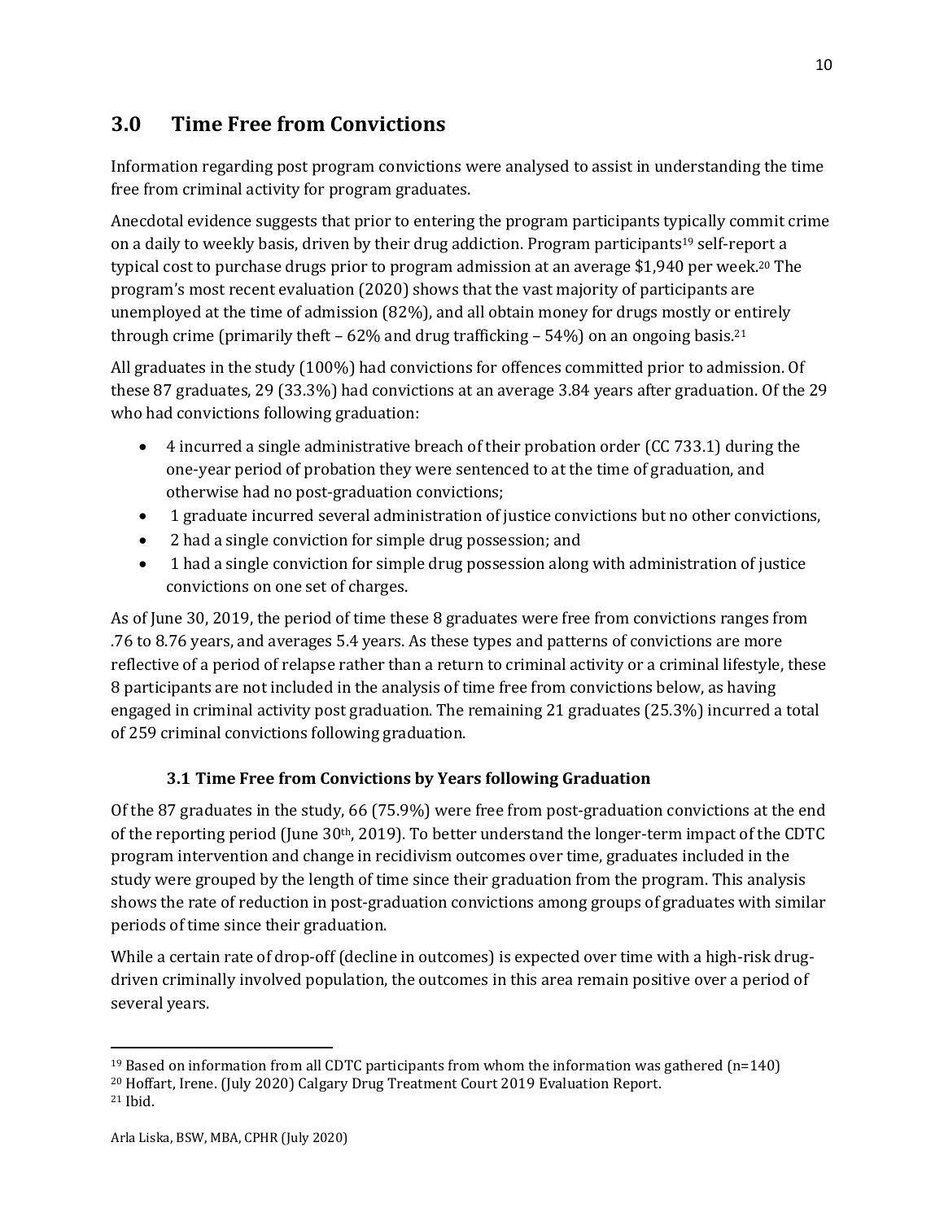## 3.0 Time Free from Convictions

Information regarding post program convictions were analysed to assist in understanding the time free from criminal activity for program graduates.

Anecdotal evidence suggests that prior to entering the program participants typically commit crime on a daily to weekly basis, driven by their drug addiction. Program participants[19] self-report a typical cost to purchase drugs prior to program admission at an average $1,940 per week.[20] The program's most recent evaluation (2020) shows that the vast majority of participants are unemployed at the time of admission (82%), and all obtain money for drugs mostly or entirely through crime (primarily theft – 62% and drug trafficking – 54%) on an ongoing basis.[21]

All graduates in the study (100%) had convictions for offences committed prior to admission. Of these 87 graduates, 29 (33.3%) had convictions at an average 3.84 years after graduation. Of the 29 who had convictions following graduation:

- 4 incurred a single administrative breach of their probation order (CC 733.1) during the one-year period of probation they were sentenced to at the time of graduation, and otherwise had no post-graduation convictions;
- 1 graduate incurred several administration of justice convictions but no other convictions,
- 2 had a single conviction for simple drug possession; and
- 1 had a single conviction for simple drug possession along with administration of justice convictions on one set of charges.

As of June 30, 2019, the period of time these 8 graduates were free from convictions ranges from .76 to 8.76 years, and averages 5.4 years. As these types and patterns of convictions are more reflective of a period of relapse rather than a return to criminal activity or a criminal lifestyle, these 8 participants are not included in the analysis of time free from convictions below, as having engaged in criminal activity post graduation. The remaining 21 graduates (25.3%) incurred a total of 259 criminal convictions following graduation.

### 3.1 Time Free from Convictions by Years following Graduation

Of the 87 graduates in the study, 66 (75.9%) were free from post-graduation convictions at the end of the reporting period (June 30th, 2019). To better understand the longer-term impact of the CDTC program intervention and change in recidivism outcomes over time, graduates included in the study were grouped by the length of time since their graduation from the program. This analysis shows the rate of reduction in post-graduation convictions among groups of graduates with similar periods of time since their graduation.

While a certain rate of drop-off (decline in outcomes) is expected over time with a high-risk drug-driven criminally involved population, the outcomes in this area remain positive over a period of several years.

[19] Based on information from all CDTC participants from whom the information was gathered (n=140)
[20] Hoffart, Irene. (July 2020) Calgary Drug Treatment Court 2019 Evaluation Report.
[21] Ibid.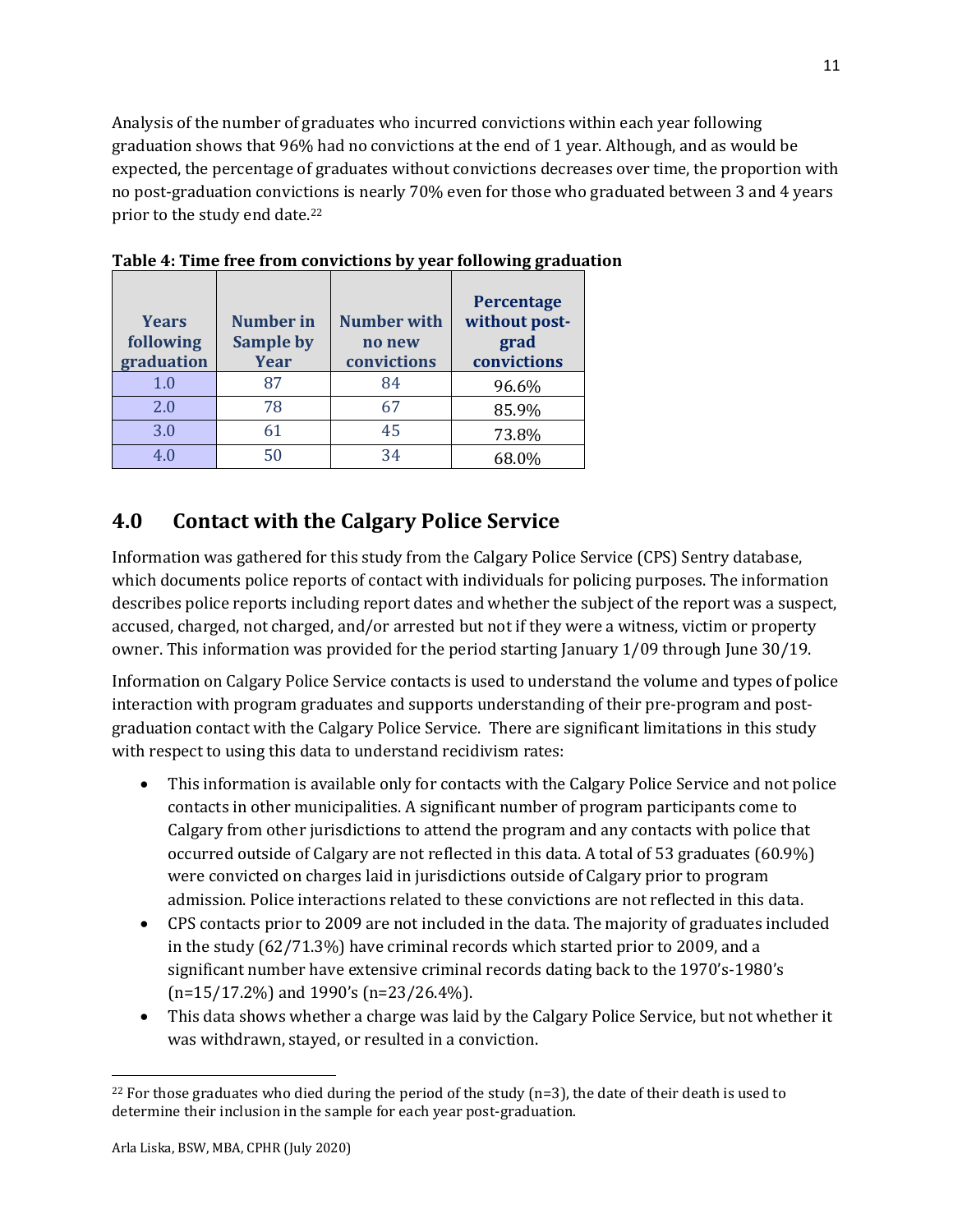Analysis of the number of graduates who incurred convictions within each year following graduation shows that 96% had no convictions at the end of 1 year. Although, and as would be expected, the percentage of graduates without convictions decreases over time, the proportion with no post-graduation convictions is nearly 70% even for those who graduated between 3 and 4 years prior to the study end date.[22]

**Table 4: Time free from convictions by year following graduation**

| Years following graduation | Number in Sample by Year | Number with no new convictions | Percentage without post-grad convictions |
|---|---|---|---|
| 1.0 | 87 | 84 | 96.6% |
| 2.0 | 78 | 67 | 85.9% |
| 3.0 | 61 | 45 | 73.8% |
| 4.0 | 50 | 34 | 68.0% |

## 4.0 Contact with the Calgary Police Service

Information was gathered for this study from the Calgary Police Service (CPS) Sentry database, which documents police reports of contact with individuals for policing purposes. The information describes police reports including report dates and whether the subject of the report was a suspect, accused, charged, not charged, and/or arrested but not if they were a witness, victim or property owner. This information was provided for the period starting January 1/09 through June 30/19.

Information on Calgary Police Service contacts is used to understand the volume and types of police interaction with program graduates and supports understanding of their pre-program and post-graduation contact with the Calgary Police Service. There are significant limitations in this study with respect to using this data to understand recidivism rates:

- This information is available only for contacts with the Calgary Police Service and not police contacts in other municipalities. A significant number of program participants come to Calgary from other jurisdictions to attend the program and any contacts with police that occurred outside of Calgary are not reflected in this data. A total of 53 graduates (60.9%) were convicted on charges laid in jurisdictions outside of Calgary prior to program admission. Police interactions related to these convictions are not reflected in this data.
- CPS contacts prior to 2009 are not included in the data. The majority of graduates included in the study (62/71.3%) have criminal records which started prior to 2009, and a significant number have extensive criminal records dating back to the 1970's-1980's (n=15/17.2%) and 1990's (n=23/26.4%).
- This data shows whether a charge was laid by the Calgary Police Service, but not whether it was withdrawn, stayed, or resulted in a conviction.

[22] For those graduates who died during the period of the study (n=3), the date of their death is used to determine their inclusion in the sample for each year post-graduation.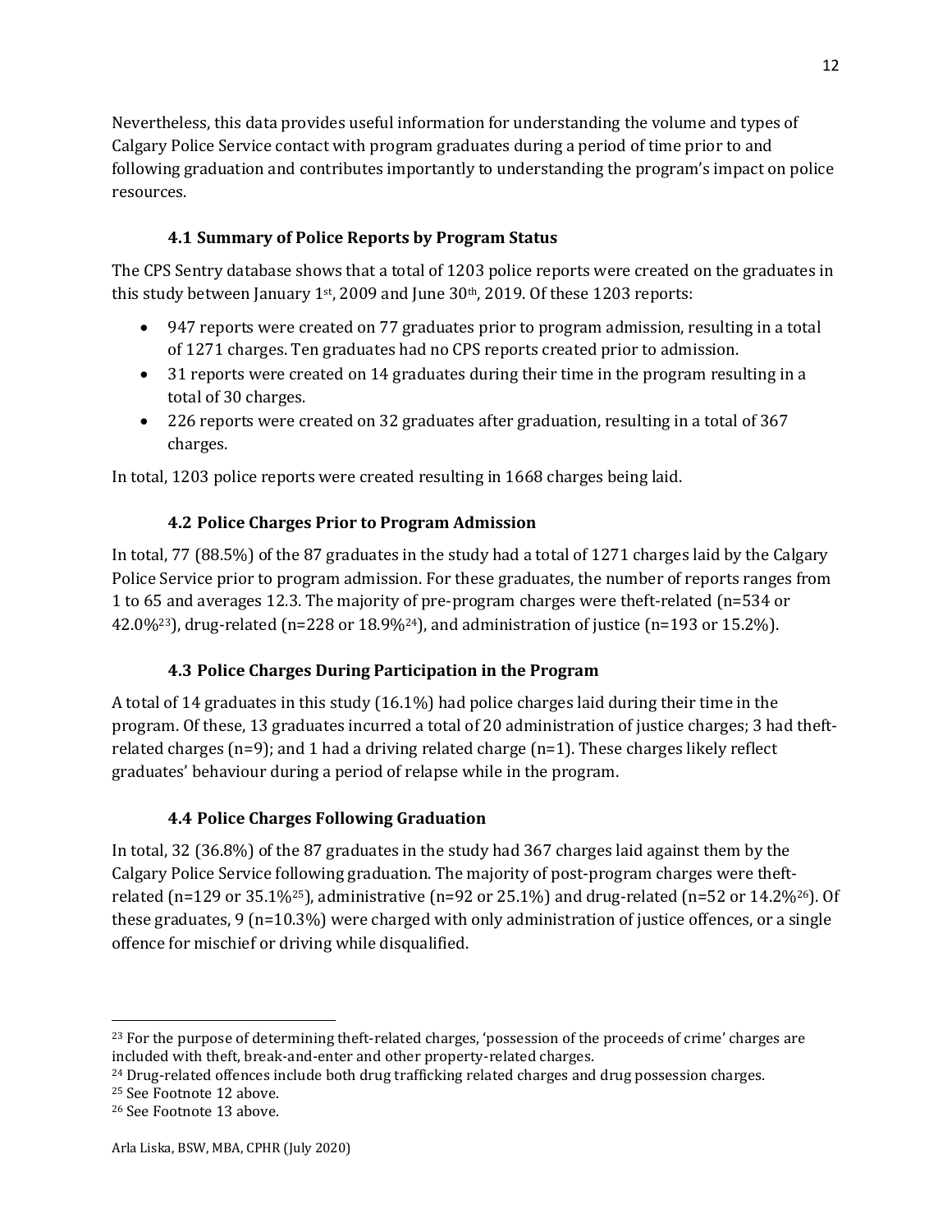Nevertheless, this data provides useful information for understanding the volume and types of Calgary Police Service contact with program graduates during a period of time prior to and following graduation and contributes importantly to understanding the program's impact on police resources.

### 4.1 Summary of Police Reports by Program Status

The CPS Sentry database shows that a total of 1203 police reports were created on the graduates in this study between January 1st, 2009 and June 30th, 2019. Of these 1203 reports:

- 947 reports were created on 77 graduates prior to program admission, resulting in a total of 1271 charges. Ten graduates had no CPS reports created prior to admission.
- 31 reports were created on 14 graduates during their time in the program resulting in a total of 30 charges.
- 226 reports were created on 32 graduates after graduation, resulting in a total of 367 charges.

In total, 1203 police reports were created resulting in 1668 charges being laid.

### 4.2 Police Charges Prior to Program Admission

In total, 77 (88.5%) of the 87 graduates in the study had a total of 1271 charges laid by the Calgary Police Service prior to program admission. For these graduates, the number of reports ranges from 1 to 65 and averages 12.3. The majority of pre-program charges were theft-related (n=534 or 42.0%[23]), drug-related (n=228 or 18.9%[24]), and administration of justice (n=193 or 15.2%).

### 4.3 Police Charges During Participation in the Program

A total of 14 graduates in this study (16.1%) had police charges laid during their time in the program. Of these, 13 graduates incurred a total of 20 administration of justice charges; 3 had theft-related charges (n=9); and 1 had a driving related charge (n=1). These charges likely reflect graduates' behaviour during a period of relapse while in the program.

### 4.4 Police Charges Following Graduation

In total, 32 (36.8%) of the 87 graduates in the study had 367 charges laid against them by the Calgary Police Service following graduation. The majority of post-program charges were theft-related (n=129 or 35.1%[25]), administrative (n=92 or 25.1%) and drug-related (n=52 or 14.2%[26]). Of these graduates, 9 (n=10.3%) were charged with only administration of justice offences, or a single offence for mischief or driving while disqualified.

---

[23] For the purpose of determining theft-related charges, 'possession of the proceeds of crime' charges are included with theft, break-and-enter and other property-related charges.

[24] Drug-related offences include both drug trafficking related charges and drug possession charges.

[25] See Footnote 12 above.

[26] See Footnote 13 above.

Arla Liska, BSW, MBA, CPHR (July 2020)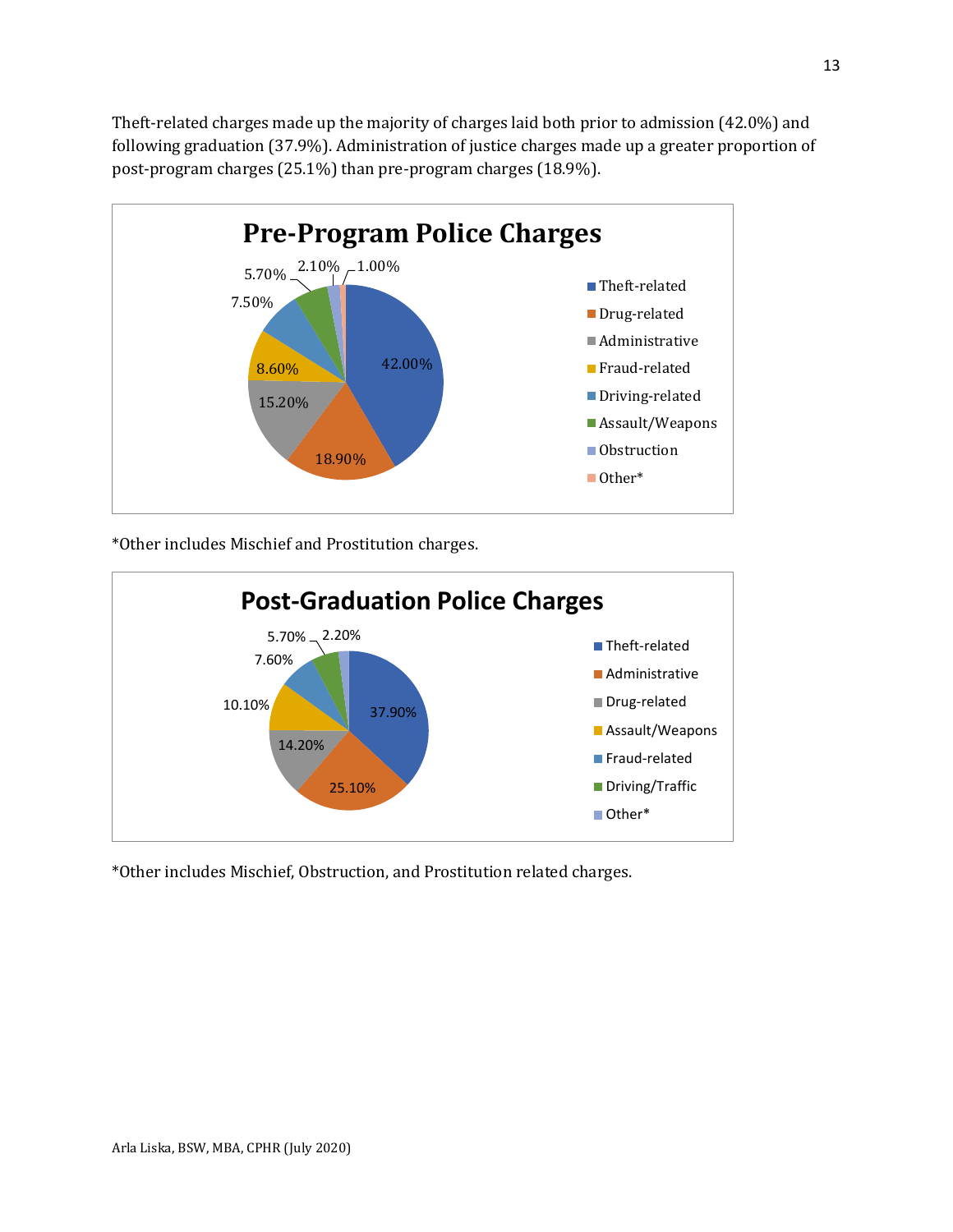Theft-related charges made up the majority of charges laid both prior to admission (42.0%) and following graduation (37.9%). Administration of justice charges made up a greater proportion of post-program charges (25.1%) than pre-program charges (18.9%).

**Pre-Program Police Charges**

| Charge Type | Percentage |
|---|---|
| Theft-related | 42.00% |
| Drug-related | 18.90% |
| Administrative | 15.20% |
| Fraud-related | 8.60% |
| Driving-related | 7.50% |
| Assault/Weapons | 5.70% |
| Obstruction | 2.10% |
| Other* | 1.00% |

*Other includes Mischief and Prostitution charges.

**Post-Graduation Police Charges**

| Charge Type | Percentage |
|---|---|
| Theft-related | 37.90% |
| Administrative | 25.10% |
| Drug-related | 14.20% |
| Assault/Weapons | 10.10% |
| Fraud-related | 7.60% |
| Driving/Traffic | 5.70% |
| Other* | 2.20% |

*Other includes Mischief, Obstruction, and Prostitution related charges.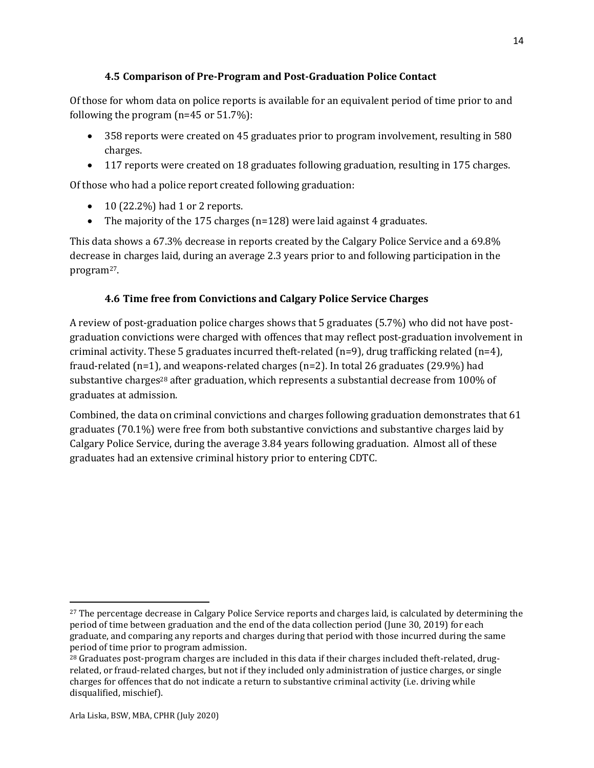### 4.5 Comparison of Pre-Program and Post-Graduation Police Contact

Of those for whom data on police reports is available for an equivalent period of time prior to and following the program (n=45 or 51.7%):

- 358 reports were created on 45 graduates prior to program involvement, resulting in 580 charges.
- 117 reports were created on 18 graduates following graduation, resulting in 175 charges.

Of those who had a police report created following graduation:

- 10 (22.2%) had 1 or 2 reports.
- The majority of the 175 charges (n=128) were laid against 4 graduates.

This data shows a 67.3% decrease in reports created by the Calgary Police Service and a 69.8% decrease in charges laid, during an average 2.3 years prior to and following participation in the program[27].

### 4.6 Time free from Convictions and Calgary Police Service Charges

A review of post-graduation police charges shows that 5 graduates (5.7%) who did not have post-graduation convictions were charged with offences that may reflect post-graduation involvement in criminal activity. These 5 graduates incurred theft-related (n=9), drug trafficking related (n=4), fraud-related (n=1), and weapons-related charges (n=2). In total 26 graduates (29.9%) had substantive charges[28] after graduation, which represents a substantial decrease from 100% of graduates at admission.

Combined, the data on criminal convictions and charges following graduation demonstrates that 61 graduates (70.1%) were free from both substantive convictions and substantive charges laid by Calgary Police Service, during the average 3.84 years following graduation. Almost all of these graduates had an extensive criminal history prior to entering CDTC.

---

[27] The percentage decrease in Calgary Police Service reports and charges laid, is calculated by determining the period of time between graduation and the end of the data collection period (June 30, 2019) for each graduate, and comparing any reports and charges during that period with those incurred during the same period of time prior to program admission.

[28] Graduates post-program charges are included in this data if their charges included theft-related, drug-related, or fraud-related charges, but not if they included only administration of justice charges, or single charges for offences that do not indicate a return to substantive criminal activity (i.e. driving while disqualified, mischief).

Arla Liska, BSW, MBA, CPHR (July 2020)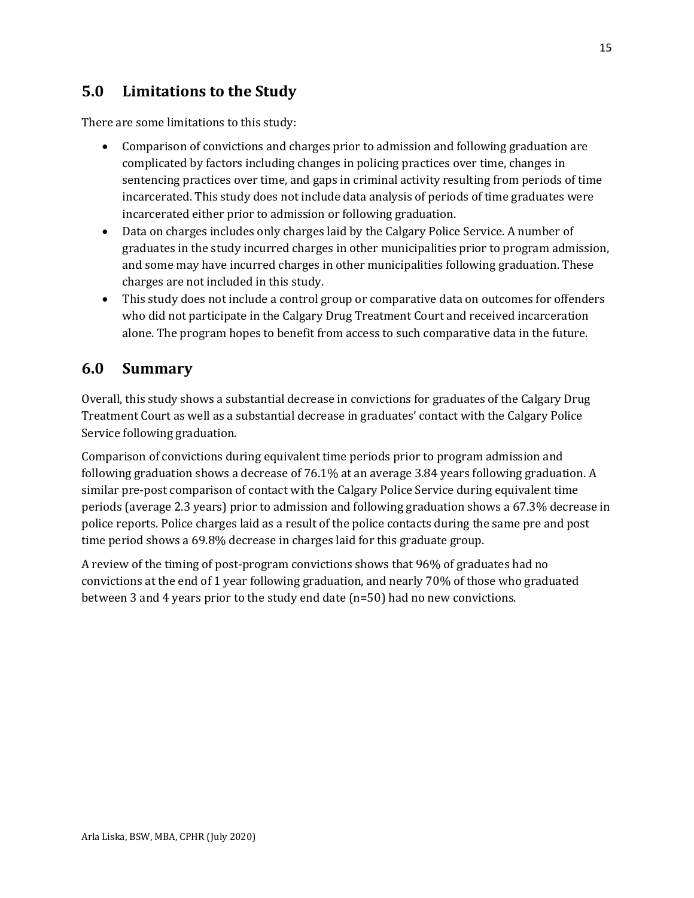## 5.0 Limitations to the Study

There are some limitations to this study:

- Comparison of convictions and charges prior to admission and following graduation are complicated by factors including changes in policing practices over time, changes in sentencing practices over time, and gaps in criminal activity resulting from periods of time incarcerated. This study does not include data analysis of periods of time graduates were incarcerated either prior to admission or following graduation.
- Data on charges includes only charges laid by the Calgary Police Service. A number of graduates in the study incurred charges in other municipalities prior to program admission, and some may have incurred charges in other municipalities following graduation. These charges are not included in this study.
- This study does not include a control group or comparative data on outcomes for offenders who did not participate in the Calgary Drug Treatment Court and received incarceration alone. The program hopes to benefit from access to such comparative data in the future.

## 6.0 Summary

Overall, this study shows a substantial decrease in convictions for graduates of the Calgary Drug Treatment Court as well as a substantial decrease in graduates' contact with the Calgary Police Service following graduation.

Comparison of convictions during equivalent time periods prior to program admission and following graduation shows a decrease of 76.1% at an average 3.84 years following graduation. A similar pre-post comparison of contact with the Calgary Police Service during equivalent time periods (average 2.3 years) prior to admission and following graduation shows a 67.3% decrease in police reports. Police charges laid as a result of the police contacts during the same pre and post time period shows a 69.8% decrease in charges laid for this graduate group.

A review of the timing of post-program convictions shows that 96% of graduates had no convictions at the end of 1 year following graduation, and nearly 70% of those who graduated between 3 and 4 years prior to the study end date (n=50) had no new convictions.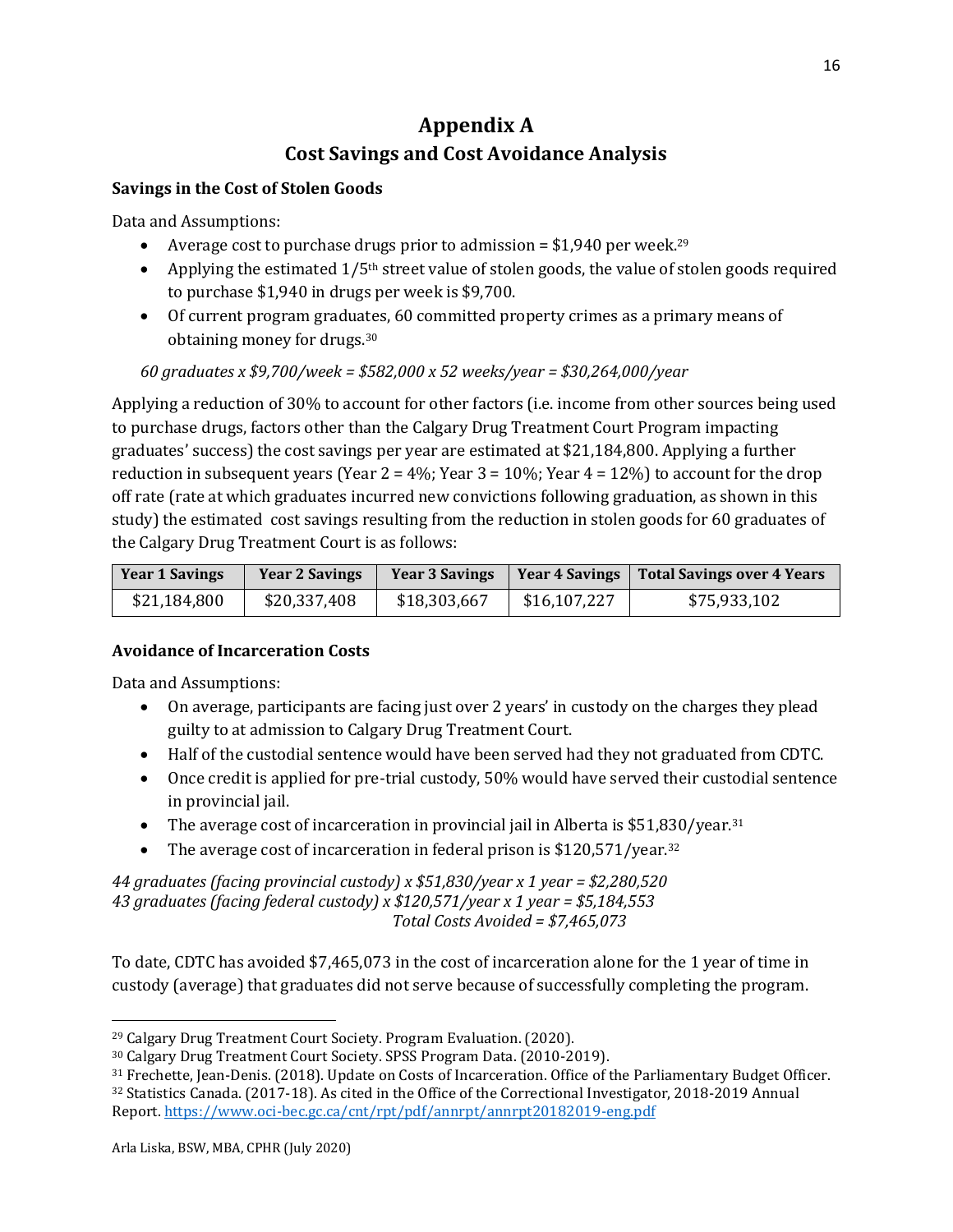# Appendix A

## Cost Savings and Cost Avoidance Analysis

### Savings in the Cost of Stolen Goods

Data and Assumptions:

- Average cost to purchase drugs prior to admission = $1,940 per week.[29]
- Applying the estimated 1/5th street value of stolen goods, the value of stolen goods required to purchase $1,940 in drugs per week is $9,700.
- Of current program graduates, 60 committed property crimes as a primary means of obtaining money for drugs.[30]

*60 graduates x $9,700/week = $582,000 x 52 weeks/year = $30,264,000/year*

Applying a reduction of 30% to account for other factors (i.e. income from other sources being used to purchase drugs, factors other than the Calgary Drug Treatment Court Program impacting graduates' success) the cost savings per year are estimated at $21,184,800. Applying a further reduction in subsequent years (Year 2 = 4%; Year 3 = 10%; Year 4 = 12%) to account for the drop off rate (rate at which graduates incurred new convictions following graduation, as shown in this study) the estimated cost savings resulting from the reduction in stolen goods for 60 graduates of the Calgary Drug Treatment Court is as follows:

| Year 1 Savings | Year 2 Savings | Year 3 Savings | Year 4 Savings | Total Savings over 4 Years |
|---|---|---|---|---|
| $21,184,800 | $20,337,408 | $18,303,667 | $16,107,227 | $75,933,102 |

### Avoidance of Incarceration Costs

Data and Assumptions:

- On average, participants are facing just over 2 years' in custody on the charges they plead guilty to at admission to Calgary Drug Treatment Court.
- Half of the custodial sentence would have been served had they not graduated from CDTC.
- Once credit is applied for pre-trial custody, 50% would have served their custodial sentence in provincial jail.
- The average cost of incarceration in provincial jail in Alberta is $51,830/year.[31]
- The average cost of incarceration in federal prison is $120,571/year.[32]

*44 graduates (facing provincial custody) x $51,830/year x 1 year = $2,280,520*
*43 graduates (facing federal custody) x $120,571/year x 1 year = $5,184,553*
*Total Costs Avoided = $7,465,073*

To date, CDTC has avoided $7,465,073 in the cost of incarceration alone for the 1 year of time in custody (average) that graduates did not serve because of successfully completing the program.

---

[29] Calgary Drug Treatment Court Society. Program Evaluation. (2020).
[30] Calgary Drug Treatment Court Society. SPSS Program Data. (2010-2019).
[31] Frechette, Jean-Denis. (2018). Update on Costs of Incarceration. Office of the Parliamentary Budget Officer.
[32] Statistics Canada. (2017-18). As cited in the Office of the Correctional Investigator, 2018-2019 Annual Report. https://www.oci-bec.gc.ca/cnt/rpt/pdf/annrpt/annrpt20182019-eng.pdf

Arla Liska, BSW, MBA, CPHR (July 2020)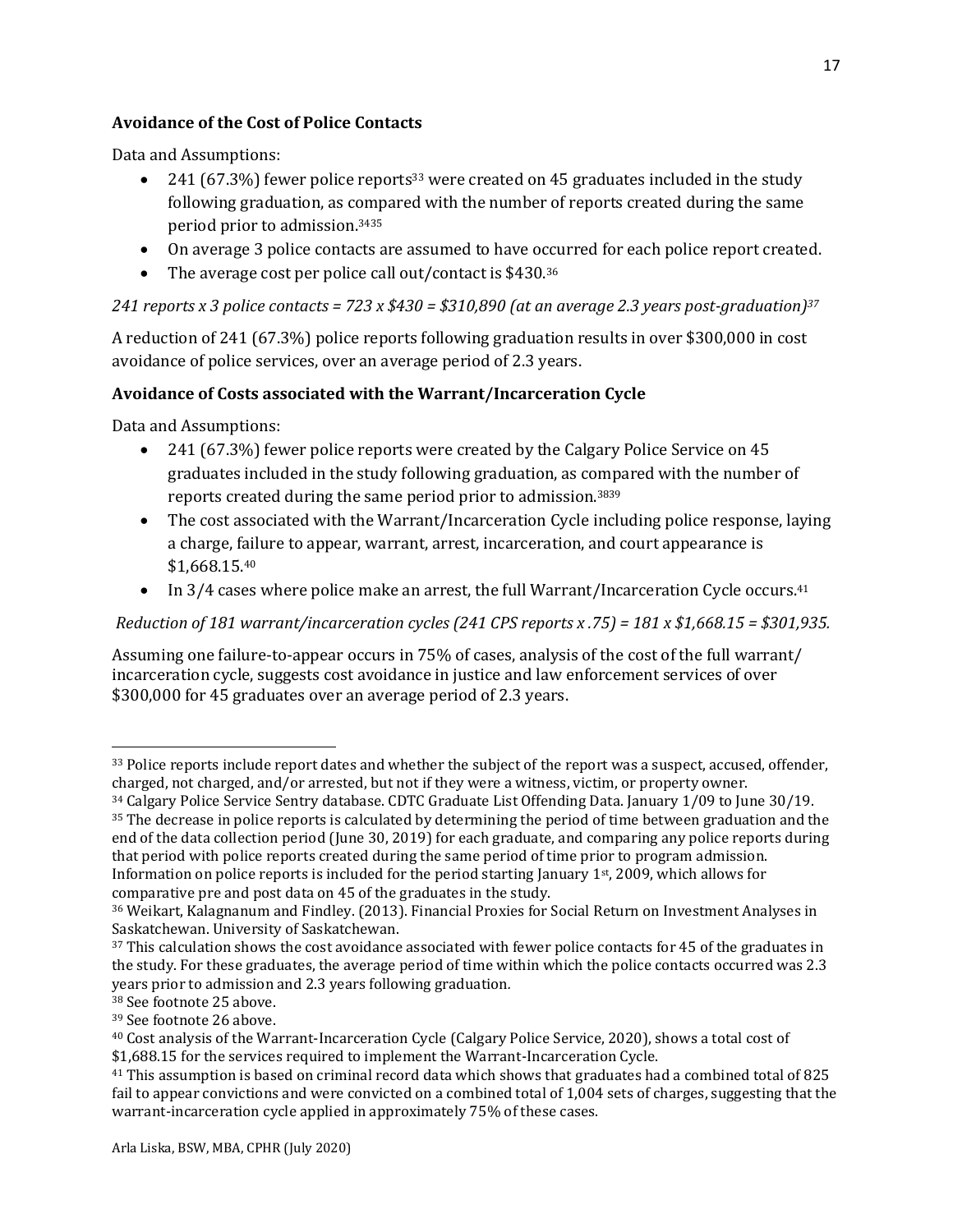### Avoidance of the Cost of Police Contacts

Data and Assumptions:

- 241 (67.3%) fewer police reports[33] were created on 45 graduates included in the study following graduation, as compared with the number of reports created during the same period prior to admission.[34][35]
- On average 3 police contacts are assumed to have occurred for each police report created.
- The average cost per police call out/contact is $430.[36]

*241 reports x 3 police contacts = 723 x $430 = $310,890 (at an average 2.3 years post-graduation)[37]*

A reduction of 241 (67.3%) police reports following graduation results in over $300,000 in cost avoidance of police services, over an average period of 2.3 years.

### Avoidance of Costs associated with the Warrant/Incarceration Cycle

Data and Assumptions:

- 241 (67.3%) fewer police reports were created by the Calgary Police Service on 45 graduates included in the study following graduation, as compared with the number of reports created during the same period prior to admission.[38][39]
- The cost associated with the Warrant/Incarceration Cycle including police response, laying a charge, failure to appear, warrant, arrest, incarceration, and court appearance is $1,668.15.[40]
- In 3/4 cases where police make an arrest, the full Warrant/Incarceration Cycle occurs.[41]

*Reduction of 181 warrant/incarceration cycles (241 CPS reports x .75) = 181 x $1,668.15 = $301,935.*

Assuming one failure-to-appear occurs in 75% of cases, analysis of the cost of the full warrant/ incarceration cycle, suggests cost avoidance in justice and law enforcement services of over $300,000 for 45 graduates over an average period of 2.3 years.

---

[33] Police reports include report dates and whether the subject of the report was a suspect, accused, offender, charged, not charged, and/or arrested, but not if they were a witness, victim, or property owner.

[34] Calgary Police Service Sentry database. CDTC Graduate List Offending Data. January 1/09 to June 30/19.

[35] The decrease in police reports is calculated by determining the period of time between graduation and the end of the data collection period (June 30, 2019) for each graduate, and comparing any police reports during that period with police reports created during the same period of time prior to program admission. Information on police reports is included for the period starting January 1st, 2009, which allows for comparative pre and post data on 45 of the graduates in the study.

[36] Weikart, Kalagnanum and Findley. (2013). Financial Proxies for Social Return on Investment Analyses in Saskatchewan. University of Saskatchewan.

[37] This calculation shows the cost avoidance associated with fewer police contacts for 45 of the graduates in the study. For these graduates, the average period of time within which the police contacts occurred was 2.3 years prior to admission and 2.3 years following graduation.

[38] See footnote 25 above.

[39] See footnote 26 above.

[40] Cost analysis of the Warrant-Incarceration Cycle (Calgary Police Service, 2020), shows a total cost of $1,688.15 for the services required to implement the Warrant-Incarceration Cycle.

[41] This assumption is based on criminal record data which shows that graduates had a combined total of 825 fail to appear convictions and were convicted on a combined total of 1,004 sets of charges, suggesting that the warrant-incarceration cycle applied in approximately 75% of these cases.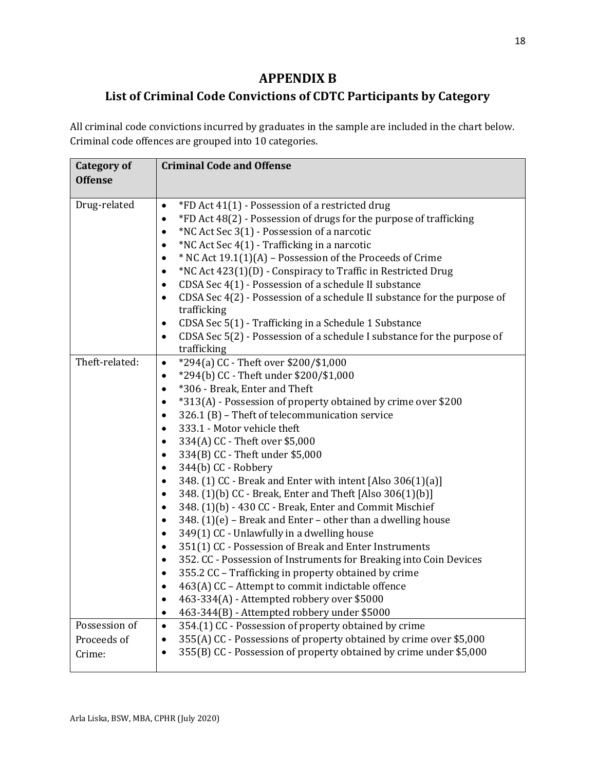# APPENDIX B

## List of Criminal Code Convictions of CDTC Participants by Category

All criminal code convictions incurred by graduates in the sample are included in the chart below. Criminal code offences are grouped into 10 categories.

| Category of Offense | Criminal Code and Offense |
|---|---|
| Drug-related | • *FD Act 41(1) - Possession of a restricted drug<br>• *FD Act 48(2) - Possession of drugs for the purpose of trafficking<br>• *NC Act Sec 3(1) - Possession of a narcotic<br>• *NC Act Sec 4(1) - Trafficking in a narcotic<br>• * NC Act 19.1(1)(A) – Possession of the Proceeds of Crime<br>• *NC Act 423(1)(D) - Conspiracy to Traffic in Restricted Drug<br>• CDSA Sec 4(1) - Possession of a schedule II substance<br>• CDSA Sec 4(2) - Possession of a schedule II substance for the purpose of trafficking<br>• CDSA Sec 5(1) - Trafficking in a Schedule 1 Substance<br>• CDSA Sec 5(2) - Possession of a schedule I substance for the purpose of trafficking |
| Theft-related: | • *294(a) CC - Theft over $200/$1,000<br>• *294(b) CC - Theft under $200/$1,000<br>• *306 - Break, Enter and Theft<br>• *313(A) - Possession of property obtained by crime over $200<br>• 326.1 (B) – Theft of telecommunication service<br>• 333.1 - Motor vehicle theft<br>• 334(A) CC - Theft over $5,000<br>• 334(B) CC - Theft under $5,000<br>• 344(b) CC - Robbery<br>• 348. (1) CC - Break and Enter with intent [Also 306(1)(a)]<br>• 348. (1)(b) CC - Break, Enter and Theft [Also 306(1)(b)]<br>• 348. (1)(b) - 430 CC - Break, Enter and Commit Mischief<br>• 348. (1)(e) – Break and Enter – other than a dwelling house<br>• 349(1) CC - Unlawfully in a dwelling house<br>• 351(1) CC - Possession of Break and Enter Instruments<br>• 352. CC - Possession of Instruments for Breaking into Coin Devices<br>• 355.2 CC – Trafficking in property obtained by crime<br>• 463(A) CC – Attempt to commit indictable offence<br>• 463-334(A) - Attempted robbery over $5000<br>• 463-344(B) - Attempted robbery under $5000 |
| Possession of Proceeds of Crime: | • 354.(1) CC - Possession of property obtained by crime<br>• 355(A) CC - Possessions of property obtained by crime over $5,000<br>• 355(B) CC - Possession of property obtained by crime under $5,000 |

Arla Liska, BSW, MBA, CPHR (July 2020)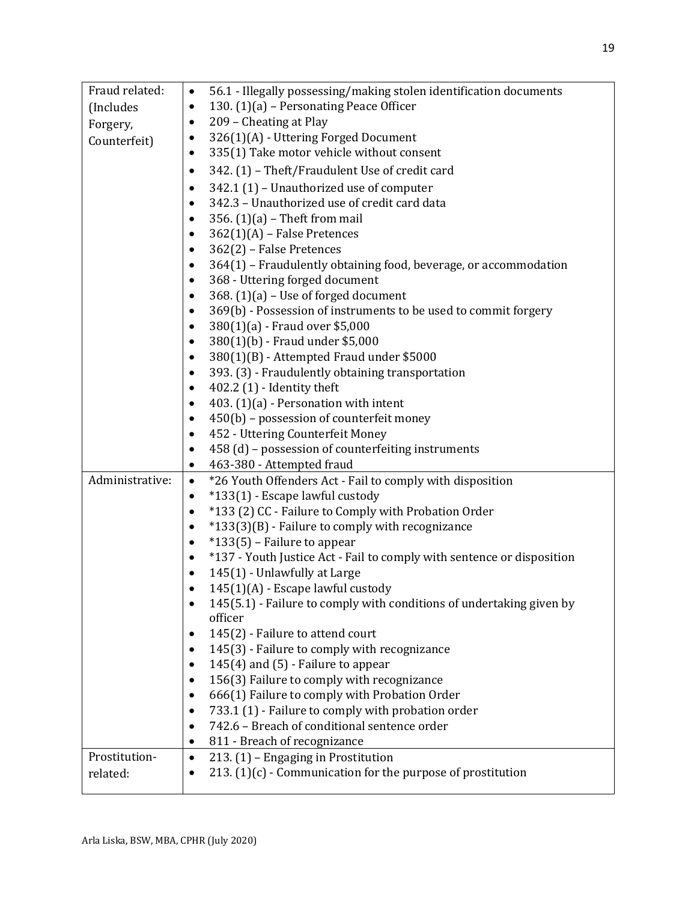| | |
|---|---|
| Fraud related: (Includes Forgery, Counterfeit) | • 56.1 - Illegally possessing/making stolen identification documents<br>• 130. (1)(a) – Personating Peace Officer<br>• 209 – Cheating at Play<br>• 326(1)(A) - Uttering Forged Document<br>• 335(1) Take motor vehicle without consent<br>• 342. (1) – Theft/Fraudulent Use of credit card<br>• 342.1 (1) – Unauthorized use of computer<br>• 342.3 – Unauthorized use of credit card data<br>• 356. (1)(a) – Theft from mail<br>• 362(1)(A) – False Pretences<br>• 362(2) – False Pretences<br>• 364(1) – Fraudulently obtaining food, beverage, or accommodation<br>• 368 - Uttering forged document<br>• 368. (1)(a) – Use of forged document<br>• 369(b) - Possession of instruments to be used to commit forgery<br>• 380(1)(a) - Fraud over $5,000<br>• 380(1)(b) - Fraud under $5,000<br>• 380(1)(B) - Attempted Fraud under $5000<br>• 393. (3) - Fraudulently obtaining transportation<br>• 402.2 (1) - Identity theft<br>• 403. (1)(a) - Personation with intent<br>• 450(b) – possession of counterfeit money<br>• 452 - Uttering Counterfeit Money<br>• 458 (d) – possession of counterfeiting instruments<br>• 463-380 - Attempted fraud |
| Administrative: | • *26 Youth Offenders Act - Fail to comply with disposition<br>• *133(1) - Escape lawful custody<br>• *133 (2) CC - Failure to Comply with Probation Order<br>• *133(3)(B) - Failure to comply with recognizance<br>• *133(5) – Failure to appear<br>• *137 - Youth Justice Act - Fail to comply with sentence or disposition<br>• 145(1) - Unlawfully at Large<br>• 145(1)(A) - Escape lawful custody<br>• 145(5.1) - Failure to comply with conditions of undertaking given by officer<br>• 145(2) - Failure to attend court<br>• 145(3) - Failure to comply with recognizance<br>• 145(4) and (5) - Failure to appear<br>• 156(3) Failure to comply with recognizance<br>• 666(1) Failure to comply with Probation Order<br>• 733.1 (1) - Failure to comply with probation order<br>• 742.6 – Breach of conditional sentence order<br>• 811 - Breach of recognizance |
| Prostitution-related: | • 213. (1) – Engaging in Prostitution<br>• 213. (1)(c) - Communication for the purpose of prostitution |

Arla Liska, BSW, MBA, CPHR (July 2020)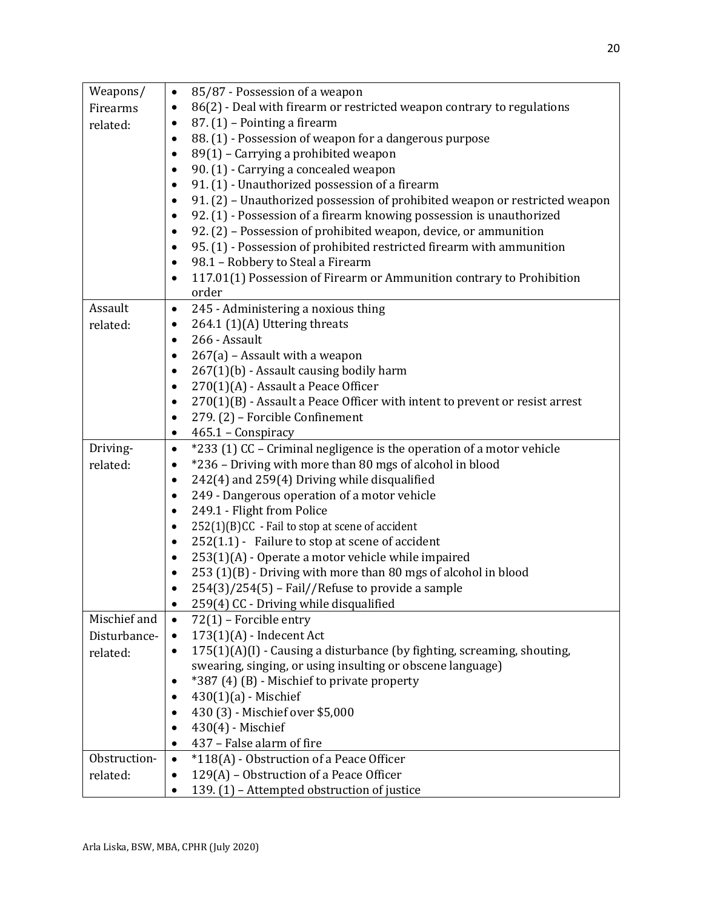| | |
|---|---|
| Weapons/ Firearms related: | • 85/87 - Possession of a weapon<br>• 86(2) - Deal with firearm or restricted weapon contrary to regulations<br>• 87. (1) – Pointing a firearm<br>• 88. (1) - Possession of weapon for a dangerous purpose<br>• 89(1) – Carrying a prohibited weapon<br>• 90. (1) - Carrying a concealed weapon<br>• 91. (1) - Unauthorized possession of a firearm<br>• 91. (2) – Unauthorized possession of prohibited weapon or restricted weapon<br>• 92. (1) - Possession of a firearm knowing possession is unauthorized<br>• 92. (2) – Possession of prohibited weapon, device, or ammunition<br>• 95. (1) - Possession of prohibited restricted firearm with ammunition<br>• 98.1 – Robbery to Steal a Firearm<br>• 117.01(1) Possession of Firearm or Ammunition contrary to Prohibition order |
| Assault related: | • 245 - Administering a noxious thing<br>• 264.1 (1)(A) Uttering threats<br>• 266 - Assault<br>• 267(a) – Assault with a weapon<br>• 267(1)(b) - Assault causing bodily harm<br>• 270(1)(A) - Assault a Peace Officer<br>• 270(1)(B) - Assault a Peace Officer with intent to prevent or resist arrest<br>• 279. (2) – Forcible Confinement<br>• 465.1 – Conspiracy |
| Driving-related: | • *233 (1) CC – Criminal negligence is the operation of a motor vehicle<br>• *236 – Driving with more than 80 mgs of alcohol in blood<br>• 242(4) and 259(4) Driving while disqualified<br>• 249 - Dangerous operation of a motor vehicle<br>• 249.1 - Flight from Police<br>• 252(1)(B)CC - Fail to stop at scene of accident<br>• 252(1.1) - Failure to stop at scene of accident<br>• 253(1)(A) - Operate a motor vehicle while impaired<br>• 253 (1)(B) - Driving with more than 80 mgs of alcohol in blood<br>• 254(3)/254(5) – Fail//Refuse to provide a sample<br>• 259(4) CC - Driving while disqualified |
| Mischief and Disturbance-related: | • 72(1) – Forcible entry<br>• 173(1)(A) - Indecent Act<br>• 175(1)(A)(I) - Causing a disturbance (by fighting, screaming, shouting, swearing, singing, or using insulting or obscene language)<br>• *387 (4) (B) - Mischief to private property<br>• 430(1)(a) - Mischief<br>• 430 (3) - Mischief over $5,000<br>• 430(4) - Mischief<br>• 437 – False alarm of fire |
| Obstruction-related: | • *118(A) - Obstruction of a Peace Officer<br>• 129(A) – Obstruction of a Peace Officer<br>• 139. (1) – Attempted obstruction of justice |

Arla Liska, BSW, MBA, CPHR (July 2020)